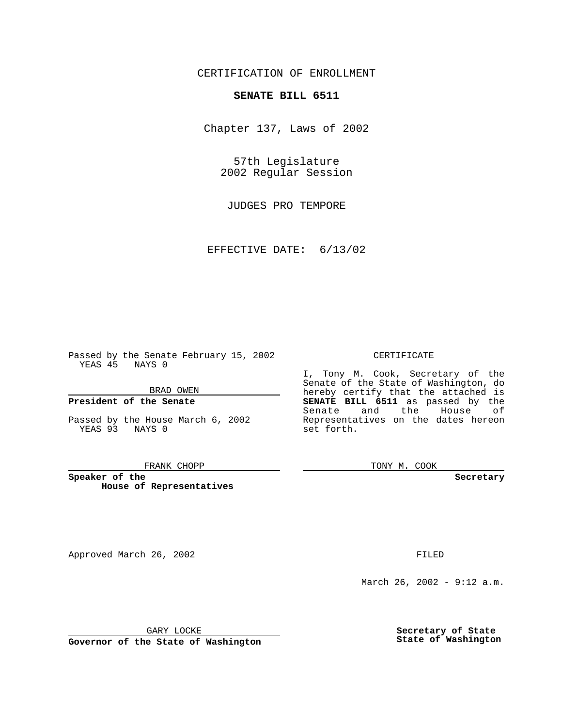CERTIFICATION OF ENROLLMENT

**SENATE BILL 6511**

Chapter 137, Laws of 2002

57th Legislature
2002 Regular Session

JUDGES PRO TEMPORE

EFFECTIVE DATE: 6/13/02

Passed by the Senate February 15, 2002
YEAS 45 NAYS 0

BRAD OWEN

**President of the Senate**

Passed by the House March 6, 2002
YEAS 93 NAYS 0

FRANK CHOPP

**Speaker of the House of Representatives**

CERTIFICATE

I, Tony M. Cook, Secretary of the Senate of the State of Washington, do hereby certify that the attached is **SENATE BILL 6511** as passed by the Senate and the House of Representatives on the dates hereon set forth.

TONY M. COOK

**Secretary**

Approved March 26, 2002

GARY LOCKE

**Governor of the State of Washington**

FILED

March 26, 2002 - 9:12 a.m.

**Secretary of State**
**State of Washington**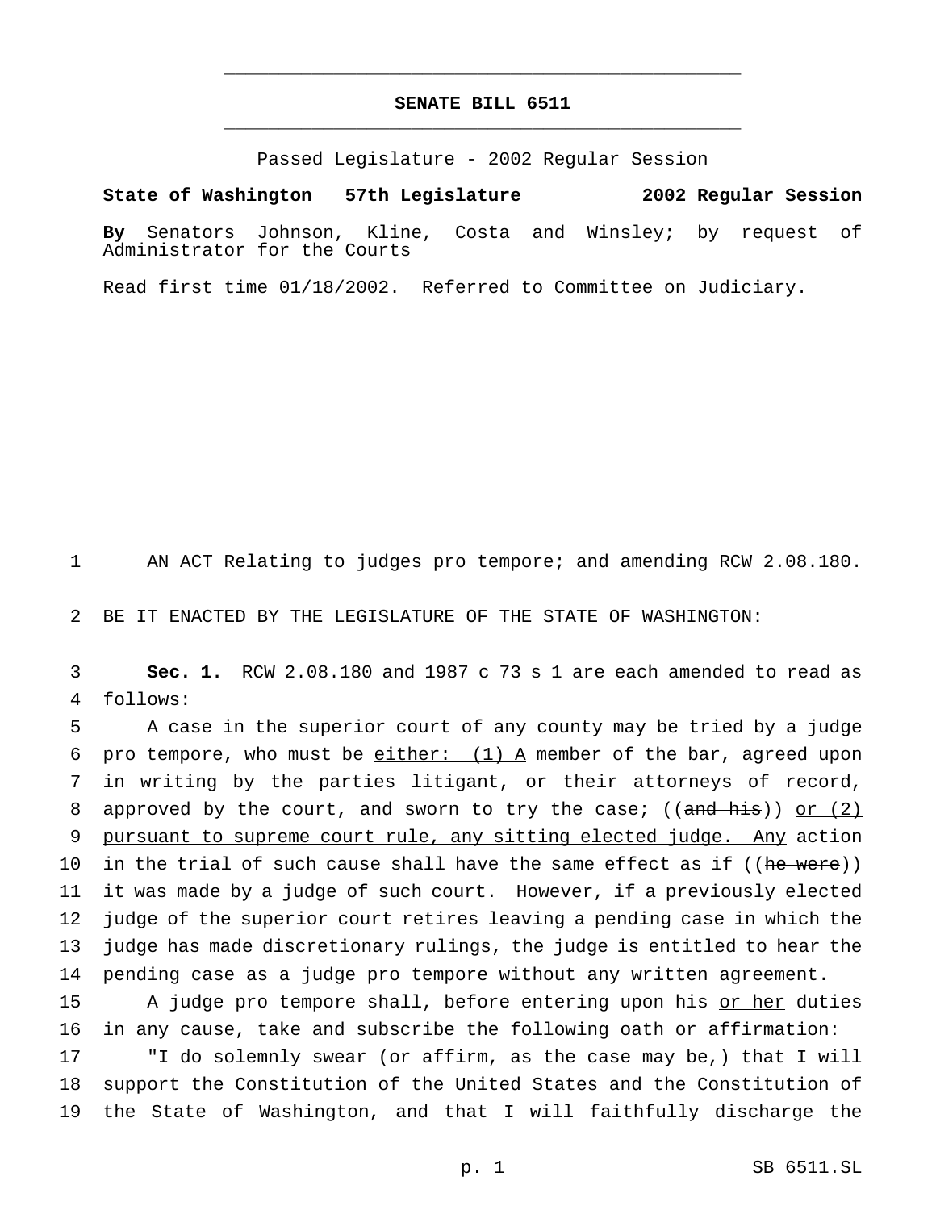# SENATE BILL 6511

Passed Legislature - 2002 Regular Session

**State of Washington 57th Legislature 2002 Regular Session**

**By** Senators Johnson, Kline, Costa and Winsley; by request of Administrator for the Courts

Read first time 01/18/2002. Referred to Committee on Judiciary.

AN ACT Relating to judges pro tempore; and amending RCW 2.08.180.

BE IT ENACTED BY THE LEGISLATURE OF THE STATE OF WASHINGTON:

**Sec. 1.** RCW 2.08.180 and 1987 c 73 s 1 are each amended to read as follows:

A case in the superior court of any county may be tried by a judge pro tempore, who must be <u>either: (1) A</u> member of the bar, agreed upon in writing by the parties litigant, or their attorneys of record, approved by the court, and sworn to try the case; ((~~and his~~)) <u>or (2) pursuant to supreme court rule, any sitting elected judge. Any</u> action in the trial of such cause shall have the same effect as if ((~~he were~~)) <u>it was made by</u> a judge of such court. However, if a previously elected judge of the superior court retires leaving a pending case in which the judge has made discretionary rulings, the judge is entitled to hear the pending case as a judge pro tempore without any written agreement.

A judge pro tempore shall, before entering upon his <u>or her</u> duties in any cause, take and subscribe the following oath or affirmation:

"I do solemnly swear (or affirm, as the case may be,) that I will support the Constitution of the United States and the Constitution of the State of Washington, and that I will faithfully discharge the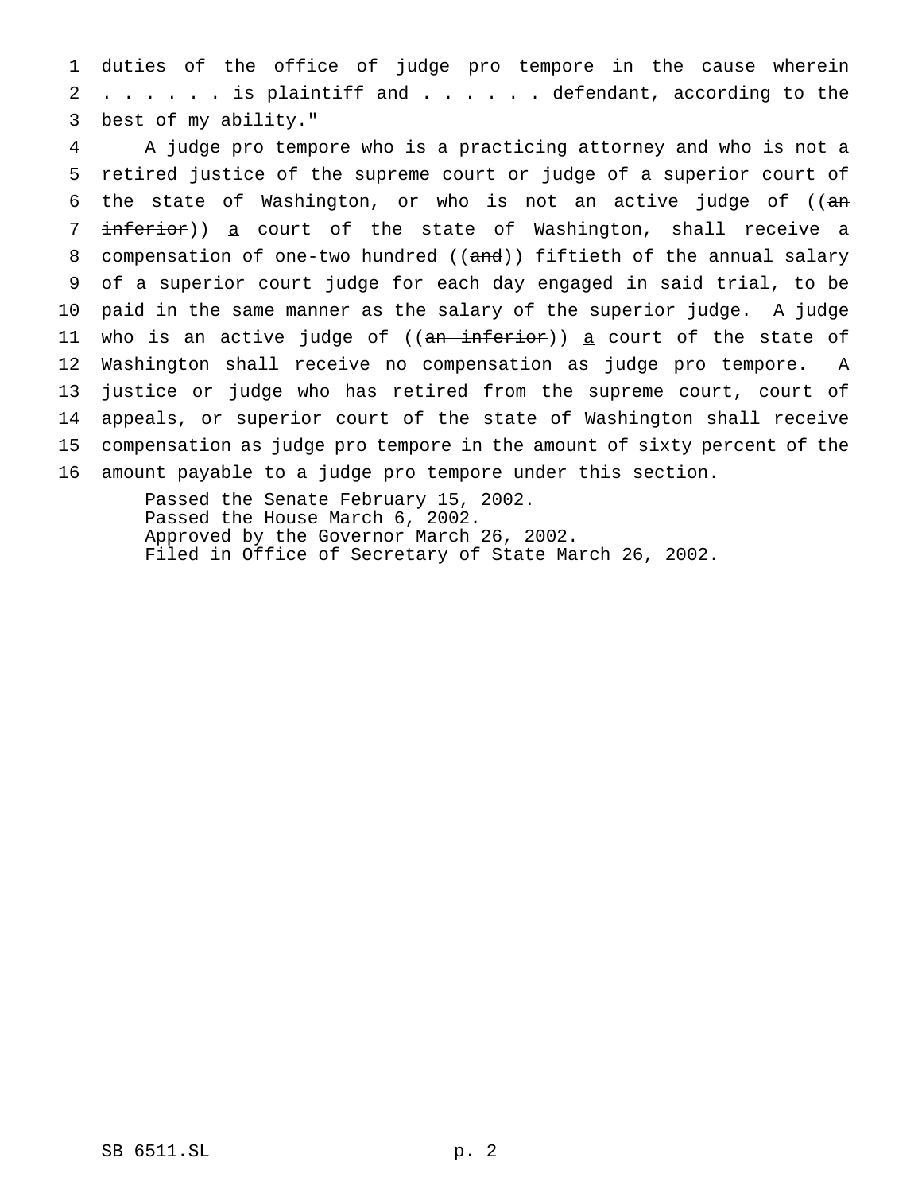duties of the office of judge pro tempore in the cause wherein . . . . . . is plaintiff and . . . . . . defendant, according to the best of my ability."

A judge pro tempore who is a practicing attorney and who is not a retired justice of the supreme court or judge of a superior court of the state of Washington, or who is not an active judge of ((~~an inferior~~)) <u>a</u> court of the state of Washington, shall receive a compensation of one-two hundred ((~~and~~)) fiftieth of the annual salary of a superior court judge for each day engaged in said trial, to be paid in the same manner as the salary of the superior judge. A judge who is an active judge of ((~~an inferior~~)) <u>a</u> court of the state of Washington shall receive no compensation as judge pro tempore. A justice or judge who has retired from the supreme court, court of appeals, or superior court of the state of Washington shall receive compensation as judge pro tempore in the amount of sixty percent of the amount payable to a judge pro tempore under this section.

Passed the Senate February 15, 2002.
Passed the House March 6, 2002.
Approved by the Governor March 26, 2002.
Filed in Office of Secretary of State March 26, 2002.